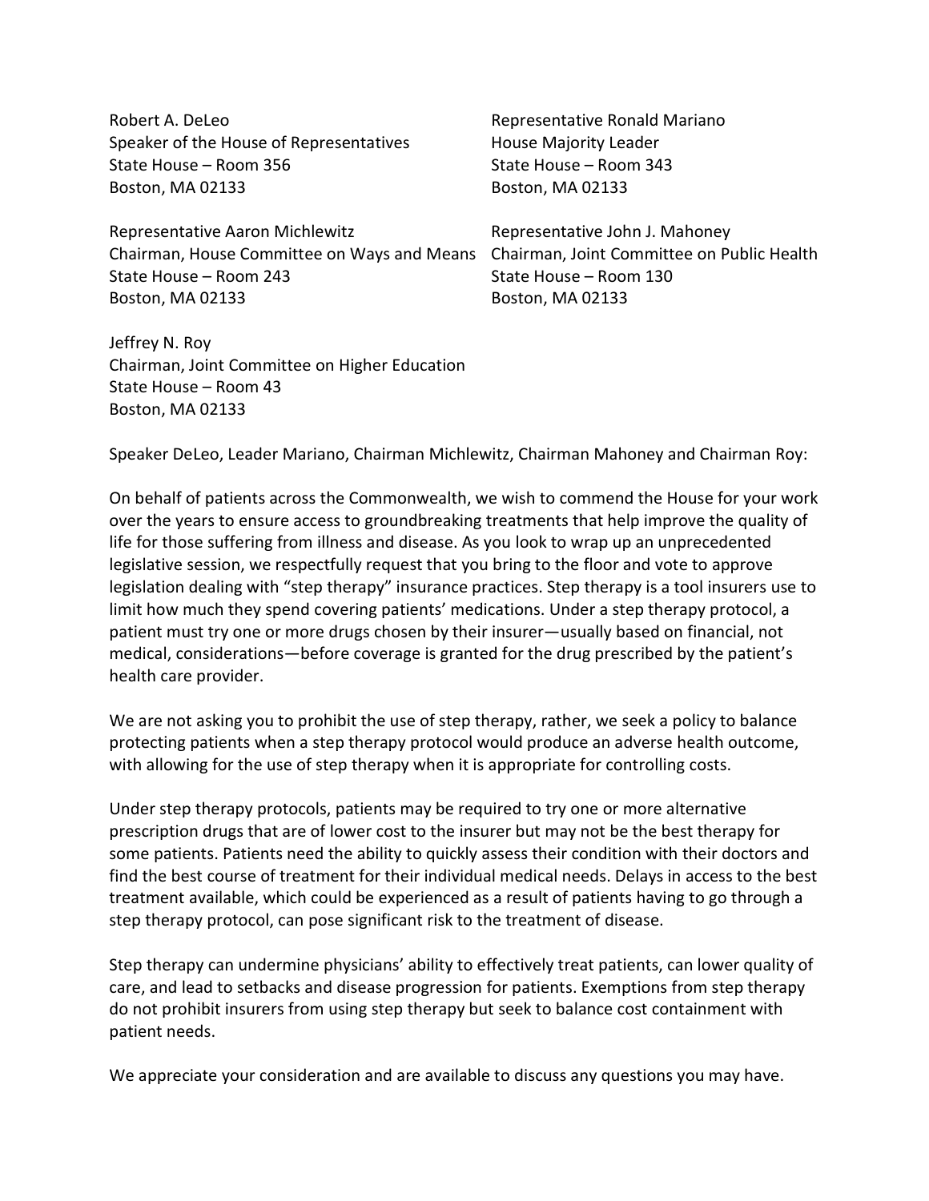Robert A. DeLeo
Speaker of the House of Representatives
State House – Room 356
Boston, MA 02133

Representative Ronald Mariano
House Majority Leader
State House – Room 343
Boston, MA 02133

Representative Aaron Michlewitz
Chairman, House Committee on Ways and Means
State House – Room 243
Boston, MA 02133

Representative John J. Mahoney
Chairman, Joint Committee on Public Health
State House – Room 130
Boston, MA 02133

Jeffrey N. Roy
Chairman, Joint Committee on Higher Education
State House – Room 43
Boston, MA 02133

Speaker DeLeo, Leader Mariano, Chairman Michlewitz, Chairman Mahoney and Chairman Roy:

On behalf of patients across the Commonwealth, we wish to commend the House for your work over the years to ensure access to groundbreaking treatments that help improve the quality of life for those suffering from illness and disease. As you look to wrap up an unprecedented legislative session, we respectfully request that you bring to the floor and vote to approve legislation dealing with "step therapy" insurance practices. Step therapy is a tool insurers use to limit how much they spend covering patients' medications. Under a step therapy protocol, a patient must try one or more drugs chosen by their insurer—usually based on financial, not medical, considerations—before coverage is granted for the drug prescribed by the patient's health care provider.

We are not asking you to prohibit the use of step therapy, rather, we seek a policy to balance protecting patients when a step therapy protocol would produce an adverse health outcome, with allowing for the use of step therapy when it is appropriate for controlling costs.

Under step therapy protocols, patients may be required to try one or more alternative prescription drugs that are of lower cost to the insurer but may not be the best therapy for some patients. Patients need the ability to quickly assess their condition with their doctors and find the best course of treatment for their individual medical needs. Delays in access to the best treatment available, which could be experienced as a result of patients having to go through a step therapy protocol, can pose significant risk to the treatment of disease.

Step therapy can undermine physicians' ability to effectively treat patients, can lower quality of care, and lead to setbacks and disease progression for patients. Exemptions from step therapy do not prohibit insurers from using step therapy but seek to balance cost containment with patient needs.

We appreciate your consideration and are available to discuss any questions you may have.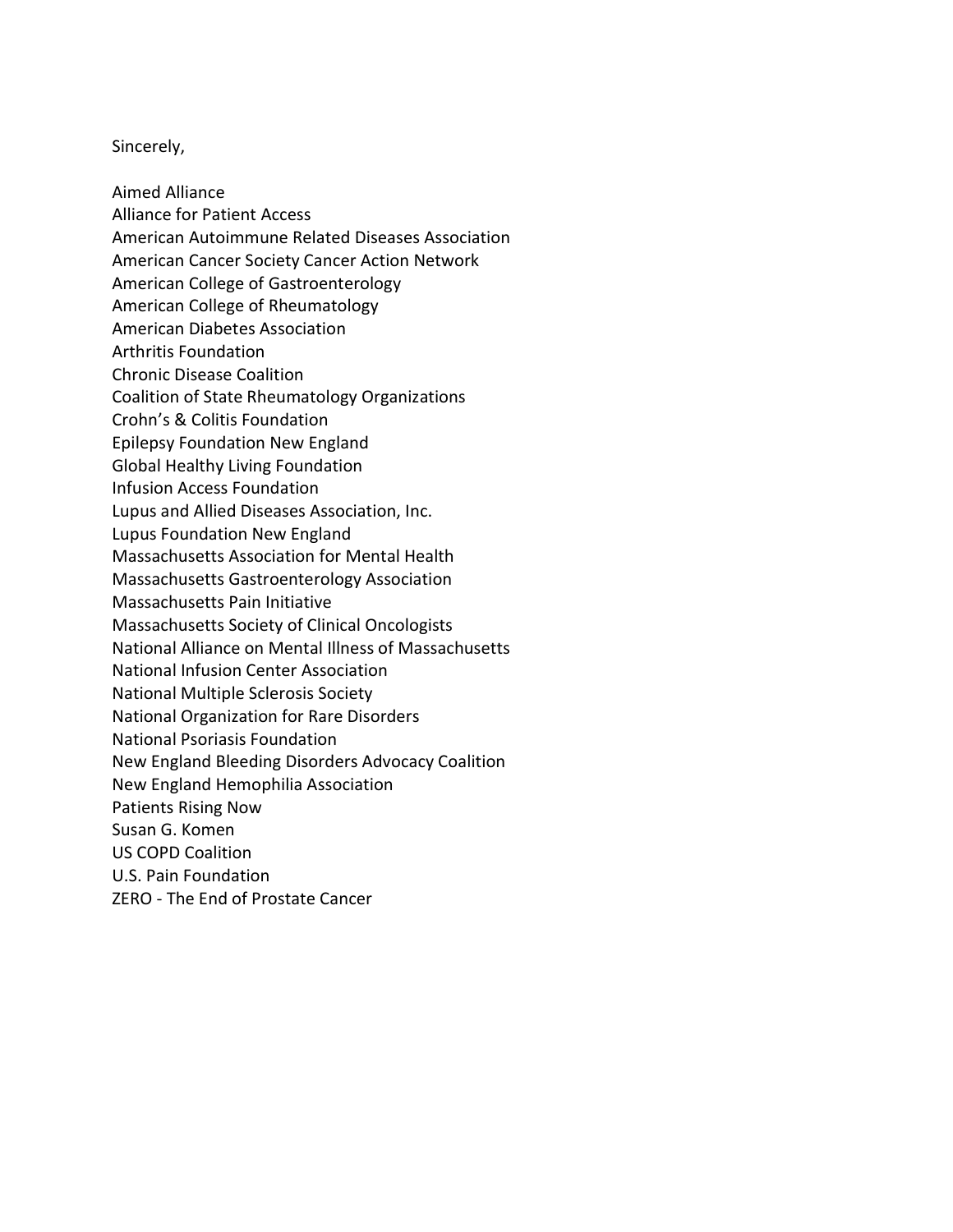Sincerely,

Aimed Alliance
Alliance for Patient Access
American Autoimmune Related Diseases Association
American Cancer Society Cancer Action Network
American College of Gastroenterology
American College of Rheumatology
American Diabetes Association
Arthritis Foundation
Chronic Disease Coalition
Coalition of State Rheumatology Organizations
Crohn's & Colitis Foundation
Epilepsy Foundation New England
Global Healthy Living Foundation
Infusion Access Foundation
Lupus and Allied Diseases Association, Inc.
Lupus Foundation New England
Massachusetts Association for Mental Health
Massachusetts Gastroenterology Association
Massachusetts Pain Initiative
Massachusetts Society of Clinical Oncologists
National Alliance on Mental Illness of Massachusetts
National Infusion Center Association
National Multiple Sclerosis Society
National Organization for Rare Disorders
National Psoriasis Foundation
New England Bleeding Disorders Advocacy Coalition
New England Hemophilia Association
Patients Rising Now
Susan G. Komen
US COPD Coalition
U.S. Pain Foundation
ZERO - The End of Prostate Cancer